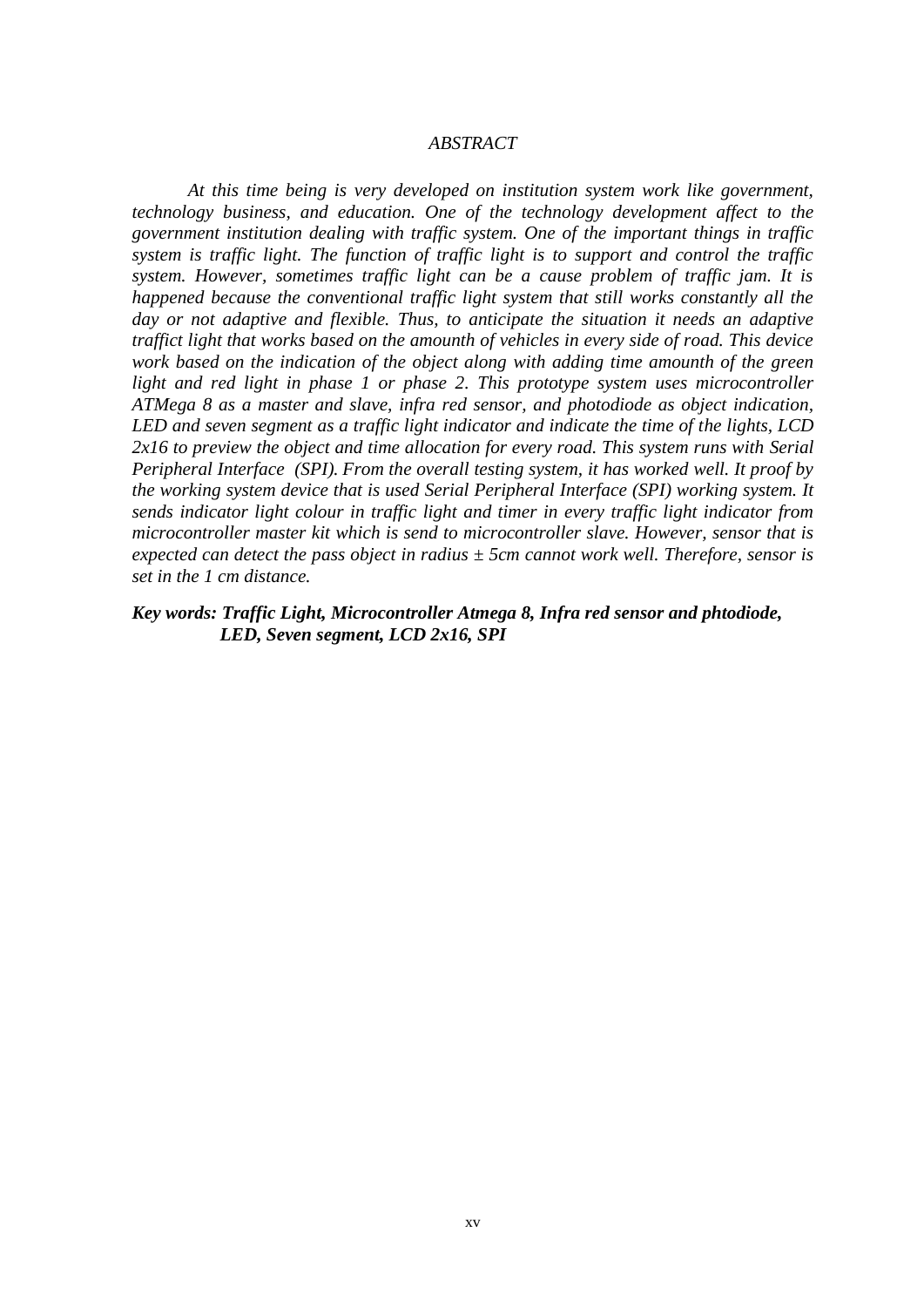# *ABSTRACT*

*At this time being is very developed on institution system work like government, technology business, and education. One of the technology development affect to the government institution dealing with traffic system. One of the important things in traffic system is traffic light. The function of traffic light is to support and control the traffic system. However, sometimes traffic light can be a cause problem of traffic jam. It is happened because the conventional traffic light system that still works constantly all the day or not adaptive and flexible. Thus, to anticipate the situation it needs an adaptive traffict light that works based on the amounth of vehicles in every side of road. This device work based on the indication of the object along with adding time amounth of the green light and red light in phase 1 or phase 2. This prototype system uses microcontroller ATMega 8 as a master and slave, infra red sensor, and photodiode as object indication, LED and seven segment as a traffic light indicator and indicate the time of the lights, LCD 2x16 to preview the object and time allocation for every road. This system runs with Serial Peripheral Interface (SPI). From the overall testing system, it has worked well. It proof by the working system device that is used Serial Peripheral Interface (SPI) working system. It sends indicator light colour in traffic light and timer in every traffic light indicator from microcontroller master kit which is send to microcontroller slave. However, sensor that is expected can detect the pass object in radius ± 5cm cannot work well. Therefore, sensor is set in the 1 cm distance.*

***Key words: Traffic Light, Microcontroller Atmega 8, Infra red sensor and phtodiode, LED, Seven segment, LCD 2x16, SPI***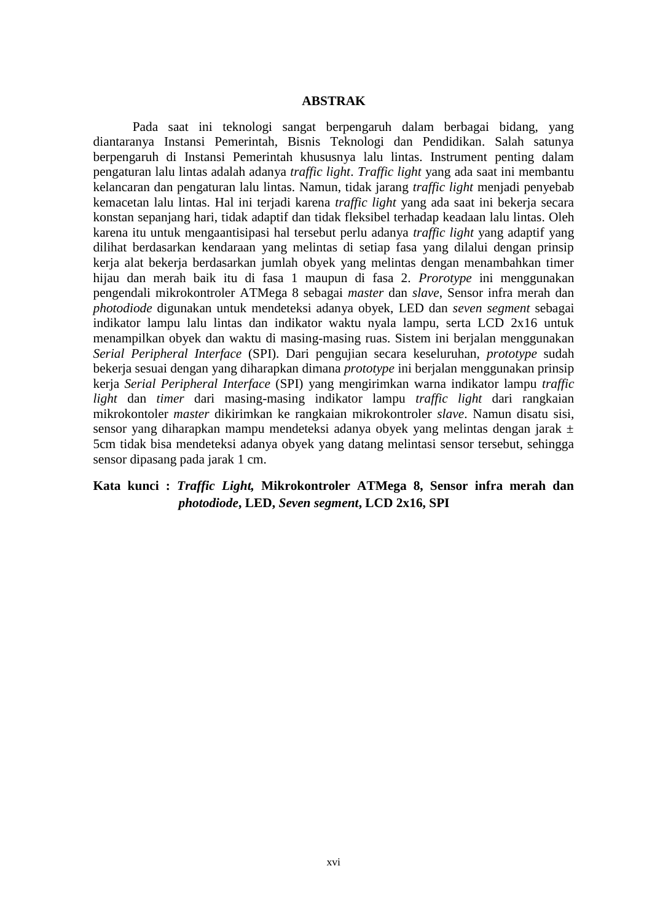# ABSTRAK

Pada saat ini teknologi sangat berpengaruh dalam berbagai bidang, yang diantaranya Instansi Pemerintah, Bisnis Teknologi dan Pendidikan. Salah satunya berpengaruh di Instansi Pemerintah khususnya lalu lintas. Instrument penting dalam pengaturan lalu lintas adalah adanya *traffic light*. *Traffic light* yang ada saat ini membantu kelancaran dan pengaturan lalu lintas. Namun, tidak jarang *traffic light* menjadi penyebab kemacetan lalu lintas. Hal ini terjadi karena *traffic light* yang ada saat ini bekerja secara konstan sepanjang hari, tidak adaptif dan tidak fleksibel terhadap keadaan lalu lintas. Oleh karena itu untuk mengaantisipasi hal tersebut perlu adanya *traffic light* yang adaptif yang dilihat berdasarkan kendaraan yang melintas di setiap fasa yang dilalui dengan prinsip kerja alat bekerja berdasarkan jumlah obyek yang melintas dengan menambahkan timer hijau dan merah baik itu di fasa 1 maupun di fasa 2. *Prorotype* ini menggunakan pengendali mikrokontroler ATMega 8 sebagai *master* dan *slave*, Sensor infra merah dan *photodiode* digunakan untuk mendeteksi adanya obyek, LED dan *seven segment* sebagai indikator lampu lalu lintas dan indikator waktu nyala lampu, serta LCD 2x16 untuk menampilkan obyek dan waktu di masing-masing ruas. Sistem ini berjalan menggunakan *Serial Peripheral Interface* (SPI). Dari pengujian secara keseluruhan, *prototype* sudah bekerja sesuai dengan yang diharapkan dimana *prototype* ini berjalan menggunakan prinsip kerja *Serial Peripheral Interface* (SPI) yang mengirimkan warna indikator lampu *traffic light* dan *timer* dari masing-masing indikator lampu *traffic light* dari rangkaian mikrokontoler *master* dikirimkan ke rangkaian mikrokontroler *slave*. Namun disatu sisi, sensor yang diharapkan mampu mendeteksi adanya obyek yang melintas dengan jarak ± 5cm tidak bisa mendeteksi adanya obyek yang datang melintasi sensor tersebut, sehingga sensor dipasang pada jarak 1 cm.

**Kata kunci :** ***Traffic Light*, Mikrokontroler ATMega 8, Sensor infra merah dan *photodiode*, LED, *Seven segment*, LCD 2x16, SPI**